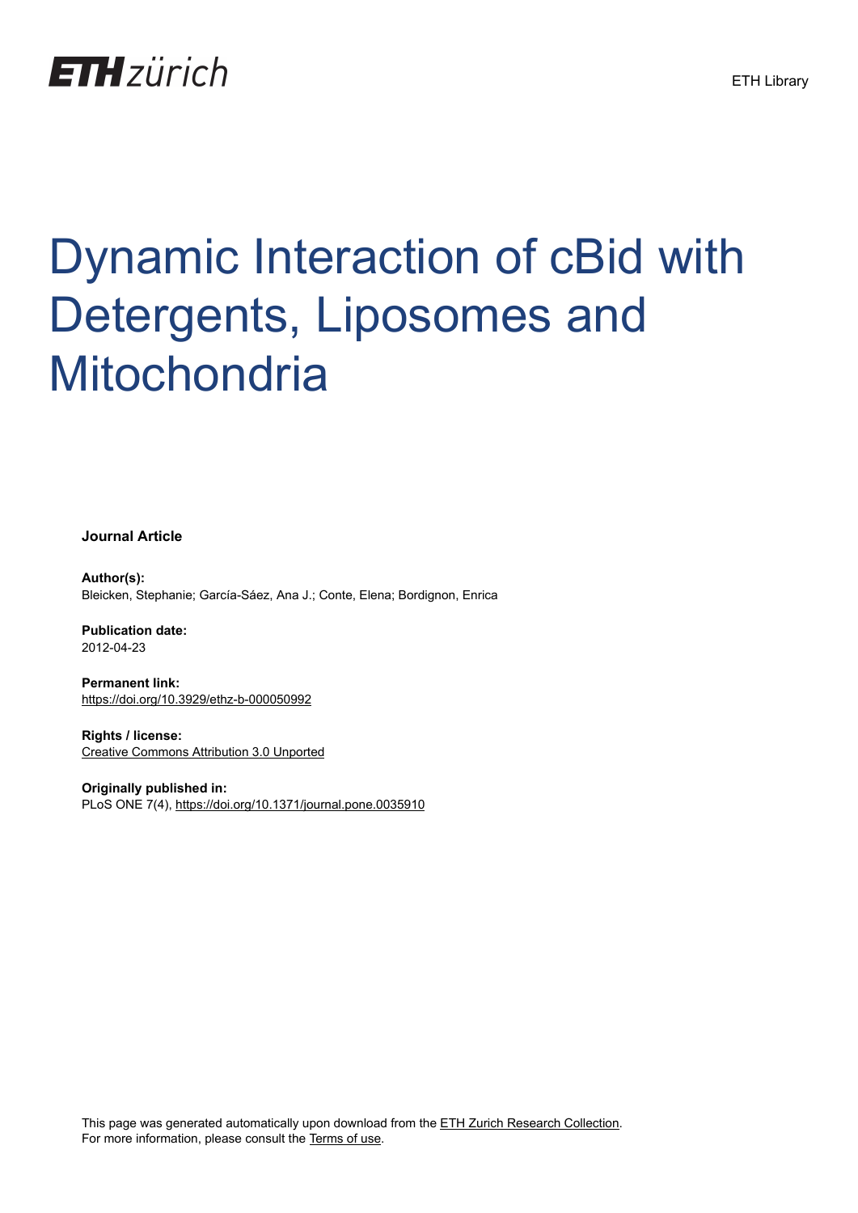ETH zürich

ETH Library

# Dynamic Interaction of cBid with Detergents, Liposomes and Mitochondria

**Journal Article**

**Author(s):**
Bleicken, Stephanie; García-Sáez, Ana J.; Conte, Elena; Bordignon, Enrica

**Publication date:**
2012-04-23

**Permanent link:**
https://doi.org/10.3929/ethz-b-000050992

**Rights / license:**
Creative Commons Attribution 3.0 Unported

**Originally published in:**
PLoS ONE 7(4), https://doi.org/10.1371/journal.pone.0035910

This page was generated automatically upon download from the ETH Zurich Research Collection.
For more information, please consult the Terms of use.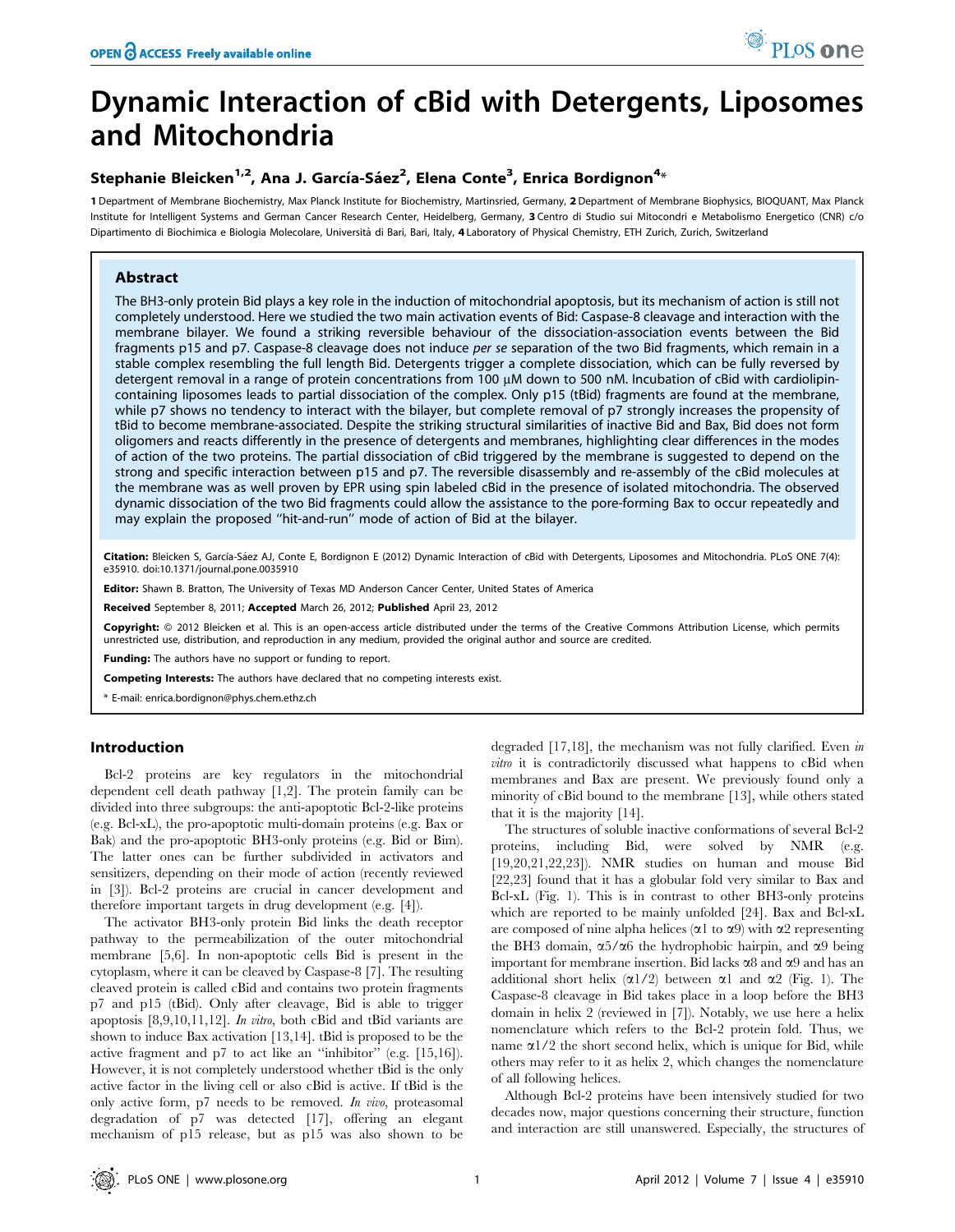# Dynamic Interaction of cBid with Detergents, Liposomes and Mitochondria

## Stephanie Bleicken[1,2], Ana J. García-Sáez[2], Elena Conte[3], Enrica Bordignon[4]*

**1** Department of Membrane Biochemistry, Max Planck Institute for Biochemistry, Martinsried, Germany, **2** Department of Membrane Biophysics, BIOQUANT, Max Planck Institute for Intelligent Systems and German Cancer Research Center, Heidelberg, Germany, **3** Centro di Studio sui Mitocondri e Metabolismo Energetico (CNR) c/o Dipartimento di Biochimica e Biologia Molecolare, Università di Bari, Bari, Italy, **4** Laboratory of Physical Chemistry, ETH Zurich, Zurich, Switzerland

### Abstract

The BH3-only protein Bid plays a key role in the induction of mitochondrial apoptosis, but its mechanism of action is still not completely understood. Here we studied the two main activation events of Bid: Caspase-8 cleavage and interaction with the membrane bilayer. We found a striking reversible behaviour of the dissociation-association events between the Bid fragments p15 and p7. Caspase-8 cleavage does not induce *per se* separation of the two Bid fragments, which remain in a stable complex resembling the full length Bid. Detergents trigger a complete dissociation, which can be fully reversed by detergent removal in a range of protein concentrations from 100 µM down to 500 nM. Incubation of cBid with cardiolipin-containing liposomes leads to partial dissociation of the complex. Only p15 (tBid) fragments are found at the membrane, while p7 shows no tendency to interact with the bilayer, but complete removal of p7 strongly increases the propensity of tBid to become membrane-associated. Despite the striking structural similarities of inactive Bid and Bax, Bid does not form oligomers and reacts differently in the presence of detergents and membranes, highlighting clear differences in the modes of action of the two proteins. The partial dissociation of cBid triggered by the membrane is suggested to depend on the strong and specific interaction between p15 and p7. The reversible disassembly and re-assembly of the cBid molecules at the membrane was as well proven by EPR using spin labeled cBid in the presence of isolated mitochondria. The observed dynamic dissociation of the two Bid fragments could allow the assistance to the pore-forming Bax to occur repeatedly and may explain the proposed "hit-and-run" mode of action of Bid at the bilayer.

**Citation:** Bleicken S, García-Sáez AJ, Conte E, Bordignon E (2012) Dynamic Interaction of cBid with Detergents, Liposomes and Mitochondria. PLoS ONE 7(4): e35910. doi:10.1371/journal.pone.0035910

**Editor:** Shawn B. Bratton, The University of Texas MD Anderson Cancer Center, United States of America

**Received** September 8, 2011; **Accepted** March 26, 2012; **Published** April 23, 2012

**Copyright:** © 2012 Bleicken et al. This is an open-access article distributed under the terms of the Creative Commons Attribution License, which permits unrestricted use, distribution, and reproduction in any medium, provided the original author and source are credited.

**Funding:** The authors have no support or funding to report.

**Competing Interests:** The authors have declared that no competing interests exist.

\* E-mail: enrica.bordignon@phys.chem.ethz.ch

## Introduction

Bcl-2 proteins are key regulators in the mitochondrial dependent cell death pathway [1,2]. The protein family can be divided into three subgroups: the anti-apoptotic Bcl-2-like proteins (e.g. Bcl-xL), the pro-apoptotic multi-domain proteins (e.g. Bax or Bak) and the pro-apoptotic BH3-only proteins (e.g. Bid or Bim). The latter ones can be further subdivided in activators and sensitizers, depending on their mode of action (recently reviewed in [3]). Bcl-2 proteins are crucial in cancer development and therefore important targets in drug development (e.g. [4]).

The activator BH3-only protein Bid links the death receptor pathway to the permeabilization of the outer mitochondrial membrane [5,6]. In non-apoptotic cells Bid is present in the cytoplasm, where it can be cleaved by Caspase-8 [7]. The resulting cleaved protein is called cBid and contains two protein fragments p7 and p15 (tBid). Only after cleavage, Bid is able to trigger apoptosis [8,9,10,11,12]. *In vitro*, both cBid and tBid variants are shown to induce Bax activation [13,14]. tBid is proposed to be the active fragment and p7 to act like an "inhibitor" (e.g. [15,16]). However, it is not completely understood whether tBid is the only active factor in the living cell or also cBid is active. If tBid is the only active form, p7 needs to be removed. *In vivo*, proteasomal degradation of p7 was detected [17], offering an elegant mechanism of p15 release, but as p15 was also shown to be degraded [17,18], the mechanism was not fully clarified. Even *in vitro* it is contradictorily discussed what happens to cBid when membranes and Bax are present. We previously found only a minority of cBid bound to the membrane [13], while others stated that it is the majority [14].

The structures of soluble inactive conformations of several Bcl-2 proteins, including Bid, were solved by NMR (e.g. [19,20,21,22,23]). NMR studies on human and mouse Bid [22,23] found that it has a globular fold very similar to Bax and Bcl-xL (Fig. 1). This is in contrast to other BH3-only proteins which are reported to be mainly unfolded [24]. Bax and Bcl-xL are composed of nine alpha helices (α1 to α9) with α2 representing the BH3 domain, α5/α6 the hydrophobic hairpin, and α9 being important for membrane insertion. Bid lacks α8 and α9 and has an additional short helix (α1/2) between α1 and α2 (Fig. 1). The Caspase-8 cleavage in Bid takes place in a loop before the BH3 domain in helix 2 (reviewed in [7]). Notably, we use here a helix nomenclature which refers to the Bcl-2 protein fold. Thus, we name α1/2 the short second helix, which is unique for Bid, while others may refer to it as helix 2, which changes the nomenclature of all following helices.

Although Bcl-2 proteins have been intensively studied for two decades now, major questions concerning their structure, function and interaction are still unanswered. Especially, the structures of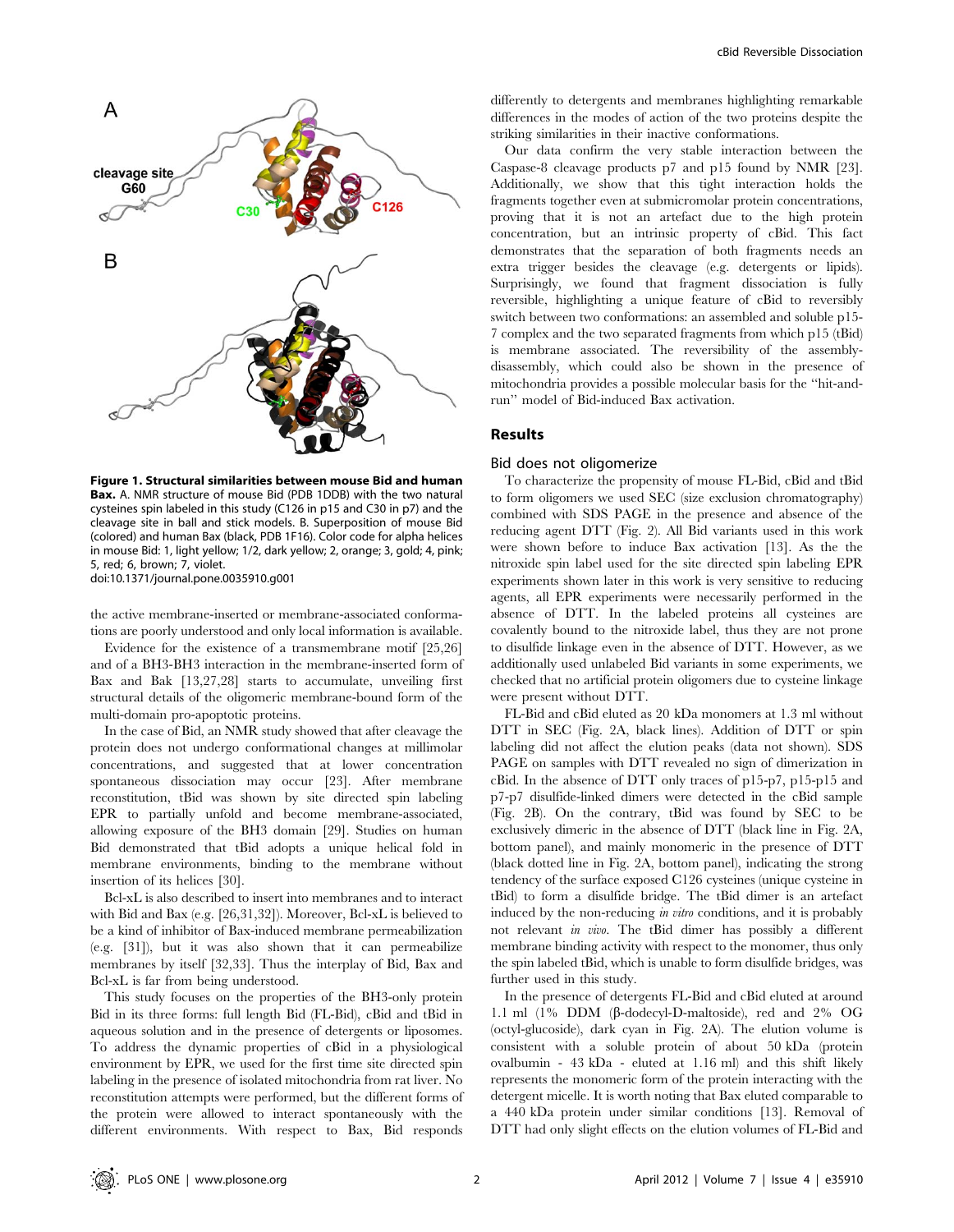**Figure 1. Structural similarities between mouse Bid and human Bax.** A. NMR structure of mouse Bid (PDB 1DDB) with the two natural cysteines spin labeled in this study (C126 in p15 and C30 in p7) and the cleavage site in ball and stick models. B. Superposition of mouse Bid (colored) and human Bax (black, PDB 1F16). Color code for alpha helices in mouse Bid: 1, light yellow; 1/2, dark yellow; 2, orange; 3, gold; 4, pink; 5, red; 6, brown; 7, violet.
doi:10.1371/journal.pone.0035910.g001

the active membrane-inserted or membrane-associated conformations are poorly understood and only local information is available.

Evidence for the existence of a transmembrane motif [25,26] and of a BH3-BH3 interaction in the membrane-inserted form of Bax and Bak [13,27,28] starts to accumulate, unveiling first structural details of the oligomeric membrane-bound form of the multi-domain pro-apoptotic proteins.

In the case of Bid, an NMR study showed that after cleavage the protein does not undergo conformational changes at millimolar concentrations, and suggested that at lower concentration spontaneous dissociation may occur [23]. After membrane reconstitution, tBid was shown by site directed spin labeling EPR to partially unfold and become membrane-associated, allowing exposure of the BH3 domain [29]. Studies on human Bid demonstrated that tBid adopts a unique helical fold in membrane environments, binding to the membrane without insertion of its helices [30].

Bcl-xL is also described to insert into membranes and to interact with Bid and Bax (e.g. [26,31,32]). Moreover, Bcl-xL is believed to be a kind of inhibitor of Bax-induced membrane permeabilization (e.g. [31]), but it was also shown that it can permeabilize membranes by itself [32,33]. Thus the interplay of Bid, Bax and Bcl-xL is far from being understood.

This study focuses on the properties of the BH3-only protein Bid in its three forms: full length Bid (FL-Bid), cBid and tBid in aqueous solution and in the presence of detergents or liposomes. To address the dynamic properties of cBid in a physiological environment by EPR, we used for the first time site directed spin labeling in the presence of isolated mitochondria from rat liver. No reconstitution attempts were performed, but the different forms of the protein were allowed to interact spontaneously with the different environments. With respect to Bax, Bid responds differently to detergents and membranes highlighting remarkable differences in the modes of action of the two proteins despite the striking similarities in their inactive conformations.

Our data confirm the very stable interaction between the Caspase-8 cleavage products p7 and p15 found by NMR [23]. Additionally, we show that this tight interaction holds the fragments together even at submicromolar protein concentrations, proving that it is not an artefact due to the high protein concentration, but an intrinsic property of cBid. This fact demonstrates that the separation of both fragments needs an extra trigger besides the cleavage (e.g. detergents or lipids). Surprisingly, we found that fragment dissociation is fully reversible, highlighting a unique feature of cBid to reversibly switch between two conformations: an assembled and soluble p15-7 complex and the two separated fragments from which p15 (tBid) is membrane associated. The reversibility of the assembly-disassembly, which could also be shown in the presence of mitochondria provides a possible molecular basis for the "hit-and-run" model of Bid-induced Bax activation.

## Results

### Bid does not oligomerize

To characterize the propensity of mouse FL-Bid, cBid and tBid to form oligomers we used SEC (size exclusion chromatography) combined with SDS PAGE in the presence and absence of the reducing agent DTT (Fig. 2). All Bid variants used in this work were shown before to induce Bax activation [13]. As the the nitroxide spin label used for the site directed spin labeling EPR experiments shown later in this work is very sensitive to reducing agents, all EPR experiments were necessarily performed in the absence of DTT. In the labeled proteins all cysteines are covalently bound to the nitroxide label, thus they are not prone to disulfide linkage even in the absence of DTT. However, as we additionally used unlabeled Bid variants in some experiments, we checked that no artificial protein oligomers due to cysteine linkage were present without DTT.

FL-Bid and cBid eluted as 20 kDa monomers at 1.3 ml without DTT in SEC (Fig. 2A, black lines). Addition of DTT or spin labeling did not affect the elution peaks (data not shown). SDS PAGE on samples with DTT revealed no sign of dimerization in cBid. In the absence of DTT only traces of p15-p7, p15-p15 and p7-p7 disulfide-linked dimers were detected in the cBid sample (Fig. 2B). On the contrary, tBid was found by SEC to be exclusively dimeric in the absence of DTT (black line in Fig. 2A, bottom panel), and mainly monomeric in the presence of DTT (black dotted line in Fig. 2A, bottom panel), indicating the strong tendency of the surface exposed C126 cysteines (unique cysteine in tBid) to form a disulfide bridge. The tBid dimer is an artefact induced by the non-reducing *in vitro* conditions, and it is probably not relevant *in vivo*. The tBid dimer has possibly a different membrane binding activity with respect to the monomer, thus only the spin labeled tBid, which is unable to form disulfide bridges, was further used in this study.

In the presence of detergents FL-Bid and cBid eluted at around 1.1 ml (1% DDM (β-dodecyl-D-maltoside), red and 2% OG (octyl-glucoside), dark cyan in Fig. 2A). The elution volume is consistent with a soluble protein of about 50 kDa (protein ovalbumin - 43 kDa - eluted at 1.16 ml) and this shift likely represents the monomeric form of the protein interacting with the detergent micelle. It is worth noting that Bax eluted comparable to a 440 kDa protein under similar conditions [13]. Removal of DTT had only slight effects on the elution volumes of FL-Bid and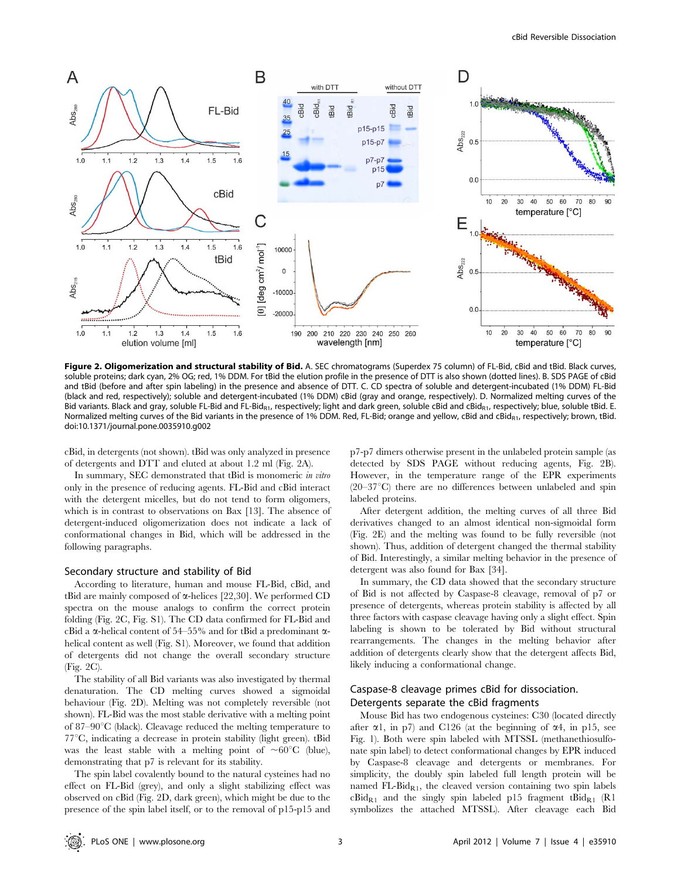**Figure 2. Oligomerization and structural stability of Bid.** A. SEC chromatograms (Superdex 75 column) of FL-Bid, cBid and tBid. Black curves, soluble proteins; dark cyan, 2% OG; red, 1% DDM. For tBid the elution profile in the presence of DTT is also shown (dotted lines). B. SDS PAGE of cBid and tBid (before and after spin labeling) in the presence and absence of DTT. C. CD spectra of soluble and detergent-incubated (1% DDM) FL-Bid (black and red, respectively); soluble and detergent-incubated (1% DDM) cBid (gray and orange, respectively). D. Normalized melting curves of the Bid variants. Black and gray, soluble FL-Bid and FL-Bid$_{R1}$, respectively; light and dark green, soluble cBid and cBid$_{R1}$, respectively; blue, soluble tBid. E. Normalized melting curves of the Bid variants in the presence of 1% DDM. Red, FL-Bid; orange and yellow, cBid and cBid$_{R1}$, respectively; brown, tBid.
doi:10.1371/journal.pone.0035910.g002

cBid, in detergents (not shown). tBid was only analyzed in presence of detergents and DTT and eluted at about 1.2 ml (Fig. 2A).

In summary, SEC demonstrated that tBid is monomeric *in vitro* only in the presence of reducing agents. FL-Bid and cBid interact with the detergent micelles, but do not tend to form oligomers, which is in contrast to observations on Bax [13]. The absence of detergent-induced oligomerization does not indicate a lack of conformational changes in Bid, which will be addressed in the following paragraphs.

## Secondary structure and stability of Bid

According to literature, human and mouse FL-Bid, cBid, and tBid are mainly composed of α-helices [22,30]. We performed CD spectra on the mouse analogs to confirm the correct protein folding (Fig. 2C, Fig. S1). The CD data confirmed for FL-Bid and cBid a α-helical content of 54–55% and for tBid a predominant α-helical content as well (Fig. S1). Moreover, we found that addition of detergents did not change the overall secondary structure (Fig. 2C).

The stability of all Bid variants was also investigated by thermal denaturation. The CD melting curves showed a sigmoidal behaviour (Fig. 2D). Melting was not completely reversible (not shown). FL-Bid was the most stable derivative with a melting point of 87–90°C (black). Cleavage reduced the melting temperature to 77°C, indicating a decrease in protein stability (light green). tBid was the least stable with a melting point of ~60°C (blue), demonstrating that p7 is relevant for its stability.

The spin label covalently bound to the natural cysteines had no effect on FL-Bid (grey), and only a slight stabilizing effect was observed on cBid (Fig. 2D, dark green), which might be due to the presence of the spin label itself, or to the removal of p15-p15 and p7-p7 dimers otherwise present in the unlabeled protein sample (as detected by SDS PAGE without reducing agents, Fig. 2B). However, in the temperature range of the EPR experiments (20–37°C) there are no differences between unlabeled and spin labeled proteins.

After detergent addition, the melting curves of all three Bid derivatives changed to an almost identical non-sigmoidal form (Fig. 2E) and the melting was found to be fully reversible (not shown). Thus, addition of detergent changed the thermal stability of Bid. Interestingly, a similar melting behavior in the presence of detergent was also found for Bax [34].

In summary, the CD data showed that the secondary structure of Bid is not affected by Caspase-8 cleavage, removal of p7 or presence of detergents, whereas protein stability is affected by all three factors with caspase cleavage having only a slight effect. Spin labeling is shown to be tolerated by Bid without structural rearrangements. The changes in the melting behavior after addition of detergents clearly show that the detergent affects Bid, likely inducing a conformational change.

## Caspase-8 cleavage primes cBid for dissociation. Detergents separate the cBid fragments

Mouse Bid has two endogenous cysteines: C30 (located directly after α1, in p7) and C126 (at the beginning of α4, in p15, see Fig. 1). Both were spin labeled with MTSSL (methanethiosulfonate spin label) to detect conformational changes by EPR induced by Caspase-8 cleavage and detergents or membranes. For simplicity, the doubly spin labeled full length protein will be named FL-Bid$_{R1}$, the cleaved version containing two spin labels cBid$_{R1}$ and the singly spin labeled p15 fragment tBid$_{R1}$ (R1 symbolizes the attached MTSSL). After cleavage each Bid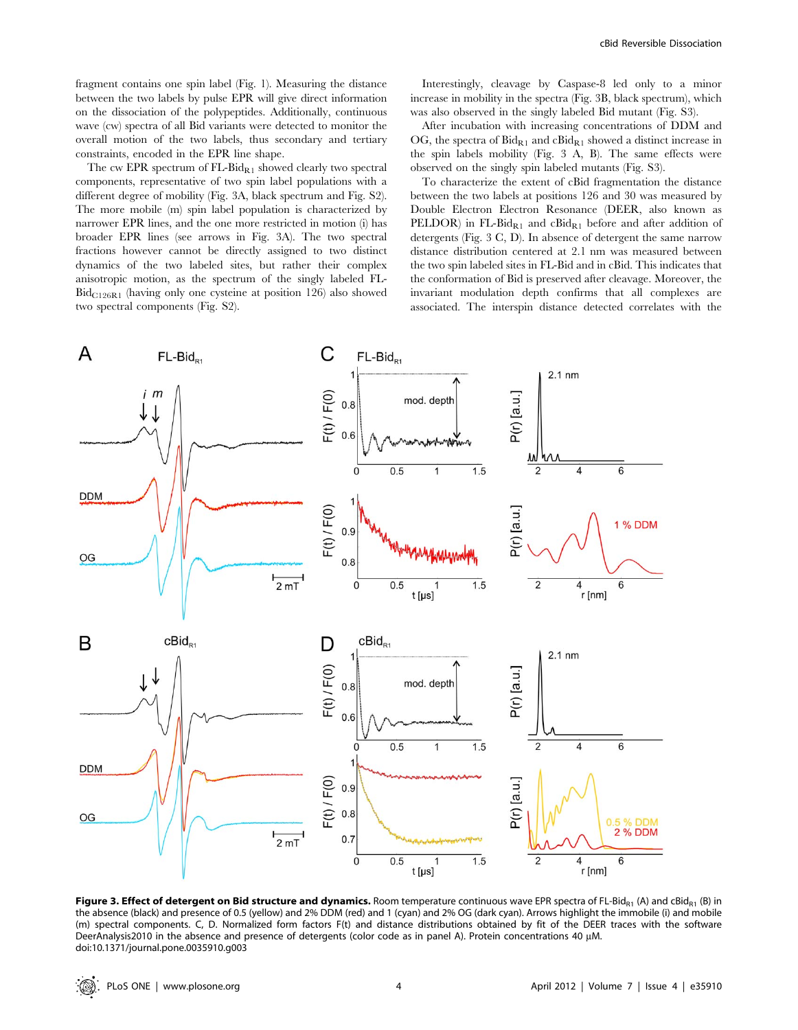fragment contains one spin label (Fig. 1). Measuring the distance between the two labels by pulse EPR will give direct information on the dissociation of the polypeptides. Additionally, continuous wave (cw) spectra of all Bid variants were detected to monitor the overall motion of the two labels, thus secondary and tertiary constraints, encoded in the EPR line shape.

The cw EPR spectrum of FL-Bid$_{R1}$ showed clearly two spectral components, representative of two spin label populations with a different degree of mobility (Fig. 3A, black spectrum and Fig. S2). The more mobile (m) spin label population is characterized by narrower EPR lines, and the one more restricted in motion (i) has broader EPR lines (see arrows in Fig. 3A). The two spectral fractions however cannot be directly assigned to two distinct dynamics of the two labeled sites, but rather their complex anisotropic motion, as the spectrum of the singly labeled FL-Bid$_{C126R1}$ (having only one cysteine at position 126) also showed two spectral components (Fig. S2).

Interestingly, cleavage by Caspase-8 led only to a minor increase in mobility in the spectra (Fig. 3B, black spectrum), which was also observed in the singly labeled Bid mutant (Fig. S3).

After incubation with increasing concentrations of DDM and OG, the spectra of Bid$_{R1}$ and cBid$_{R1}$ showed a distinct increase in the spin labels mobility (Fig. 3 A, B). The same effects were observed on the singly spin labeled mutants (Fig. S3).

To characterize the extent of cBid fragmentation the distance between the two labels at positions 126 and 30 was measured by Double Electron Electron Resonance (DEER, also known as PELDOR) in FL-Bid$_{R1}$ and cBid$_{R1}$ before and after addition of detergents (Fig. 3 C, D). In absence of detergent the same narrow distance distribution centered at 2.1 nm was measured between the two spin labeled sites in FL-Bid and in cBid. This indicates that the conformation of Bid is preserved after cleavage. Moreover, the invariant modulation depth confirms that all complexes are associated. The interspin distance detected correlates with the

**Figure 3. Effect of detergent on Bid structure and dynamics.** Room temperature continuous wave EPR spectra of FL-Bid$_{R1}$ (A) and cBid$_{R1}$ (B) in the absence (black) and presence of 0.5 (yellow) and 2% DDM (red) and 1 (cyan) and 2% OG (dark cyan). Arrows highlight the immobile (i) and mobile (m) spectral components. C, D. Normalized form factors F(t) and distance distributions obtained by fit of the DEER traces with the software DeerAnalysis2010 in the absence and presence of detergents (color code as in panel A). Protein concentrations 40 μM.
doi:10.1371/journal.pone.0035910.g003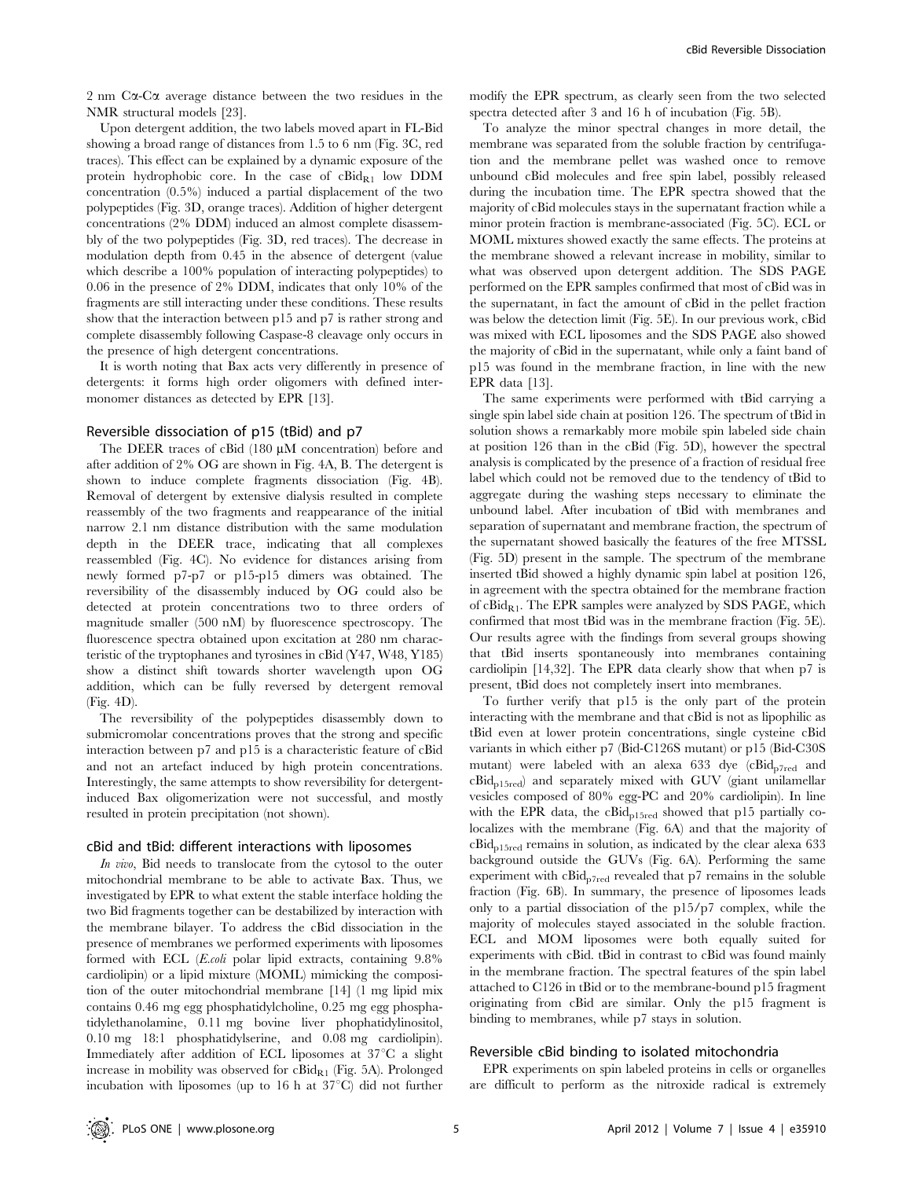2 nm Cα-Cα average distance between the two residues in the NMR structural models [23].

Upon detergent addition, the two labels moved apart in FL-Bid showing a broad range of distances from 1.5 to 6 nm (Fig. 3C, red traces). This effect can be explained by a dynamic exposure of the protein hydrophobic core. In the case of $cBid_{R1}$ low DDM concentration (0.5%) induced a partial displacement of the two polypeptides (Fig. 3D, orange traces). Addition of higher detergent concentrations (2% DDM) induced an almost complete disassembly of the two polypeptides (Fig. 3D, red traces). The decrease in modulation depth from 0.45 in the absence of detergent (value which describe a 100% population of interacting polypeptides) to 0.06 in the presence of 2% DDM, indicates that only 10% of the fragments are still interacting under these conditions. These results show that the interaction between p15 and p7 is rather strong and complete disassembly following Caspase-8 cleavage only occurs in the presence of high detergent concentrations.

It is worth noting that Bax acts very differently in presence of detergents: it forms high order oligomers with defined intermonomer distances as detected by EPR [13].

### Reversible dissociation of p15 (tBid) and p7

The DEER traces of cBid (180 μM concentration) before and after addition of 2% OG are shown in Fig. 4A, B. The detergent is shown to induce complete fragments dissociation (Fig. 4B). Removal of detergent by extensive dialysis resulted in complete reassembly of the two fragments and reappearance of the initial narrow 2.1 nm distance distribution with the same modulation depth in the DEER trace, indicating that all complexes reassembled (Fig. 4C). No evidence for distances arising from newly formed p7-p7 or p15-p15 dimers was obtained. The reversibility of the disassembly induced by OG could also be detected at protein concentrations two to three orders of magnitude smaller (500 nM) by fluorescence spectroscopy. The fluorescence spectra obtained upon excitation at 280 nm characteristic of the tryptophanes and tyrosines in cBid (Y47, W48, Y185) show a distinct shift towards shorter wavelength upon OG addition, which can be fully reversed by detergent removal (Fig. 4D).

The reversibility of the polypeptides disassembly down to submicromolar concentrations proves that the strong and specific interaction between p7 and p15 is a characteristic feature of cBid and not an artefact induced by high protein concentrations. Interestingly, the same attempts to show reversibility for detergent-induced Bax oligomerization were not successful, and mostly resulted in protein precipitation (not shown).

### cBid and tBid: different interactions with liposomes

*In vivo*, Bid needs to translocate from the cytosol to the outer mitochondrial membrane to be able to activate Bax. Thus, we investigated by EPR to what extent the stable interface holding the two Bid fragments together can be destabilized by interaction with the membrane bilayer. To address the cBid dissociation in the presence of membranes we performed experiments with liposomes formed with ECL (*E.coli* polar lipid extracts, containing 9.8% cardiolipin) or a lipid mixture (MOML) mimicking the composition of the outer mitochondrial membrane [14] (1 mg lipid mix contains 0.46 mg egg phosphatidylcholine, 0.25 mg egg phosphatidylethanolamine, 0.11 mg bovine liver phophatidylinositol, 0.10 mg 18:1 phosphatidylserine, and 0.08 mg cardiolipin). Immediately after addition of ECL liposomes at 37°C a slight increase in mobility was observed for $cBid_{R1}$ (Fig. 5A). Prolonged incubation with liposomes (up to 16 h at 37°C) did not further modify the EPR spectrum, as clearly seen from the two selected spectra detected after 3 and 16 h of incubation (Fig. 5B).

To analyze the minor spectral changes in more detail, the membrane was separated from the soluble fraction by centrifugation and the membrane pellet was washed once to remove unbound cBid molecules and free spin label, possibly released during the incubation time. The EPR spectra showed that the majority of cBid molecules stays in the supernatant fraction while a minor protein fraction is membrane-associated (Fig. 5C). ECL or MOML mixtures showed exactly the same effects. The proteins at the membrane showed a relevant increase in mobility, similar to what was observed upon detergent addition. The SDS PAGE performed on the EPR samples confirmed that most of cBid was in the supernatant, in fact the amount of cBid in the pellet fraction was below the detection limit (Fig. 5E). In our previous work, cBid was mixed with ECL liposomes and the SDS PAGE also showed the majority of cBid in the supernatant, while only a faint band of p15 was found in the membrane fraction, in line with the new EPR data [13].

The same experiments were performed with tBid carrying a single spin label side chain at position 126. The spectrum of tBid in solution shows a remarkably more mobile spin labeled side chain at position 126 than in the cBid (Fig. 5D), however the spectral analysis is complicated by the presence of a fraction of residual free label which could not be removed due to the tendency of tBid to aggregate during the washing steps necessary to eliminate the unbound label. After incubation of tBid with membranes and separation of supernatant and membrane fraction, the spectrum of the supernatant showed basically the features of the free MTSSL (Fig. 5D) present in the sample. The spectrum of the membrane inserted tBid showed a highly dynamic spin label at position 126, in agreement with the spectra obtained for the membrane fraction of $cBid_{R1}$. The EPR samples were analyzed by SDS PAGE, which confirmed that most tBid was in the membrane fraction (Fig. 5E). Our results agree with the findings from several groups showing that tBid inserts spontaneously into membranes containing cardiolipin [14,32]. The EPR data clearly show that when p7 is present, tBid does not completely insert into membranes.

To further verify that p15 is the only part of the protein interacting with the membrane and that cBid is not as lipophilic as tBid even at lower protein concentrations, single cysteine cBid variants in which either p7 (Bid-C126S mutant) or p15 (Bid-C30S mutant) were labeled with an alexa 633 dye ($cBid_{p7red}$ and $cBid_{p15red}$) and separately mixed with GUV (giant unilamellar vesicles composed of 80% egg-PC and 20% cardiolipin). In line with the EPR data, the $cBid_{p15red}$ showed that p15 partially co-localizes with the membrane (Fig. 6A) and that the majority of $cBid_{p15red}$ remains in solution, as indicated by the clear alexa 633 background outside the GUVs (Fig. 6A). Performing the same experiment with $cBid_{p7red}$ revealed that p7 remains in the soluble fraction (Fig. 6B). In summary, the presence of liposomes leads only to a partial dissociation of the p15/p7 complex, while the majority of molecules stayed associated in the soluble fraction. ECL and MOM liposomes were both equally suited for experiments with cBid. tBid in contrast to cBid was found mainly in the membrane fraction. The spectral features of the spin label attached to C126 in tBid or to the membrane-bound p15 fragment originating from cBid are similar. Only the p15 fragment is binding to membranes, while p7 stays in solution.

### Reversible cBid binding to isolated mitochondria

EPR experiments on spin labeled proteins in cells or organelles are difficult to perform as the nitroxide radical is extremely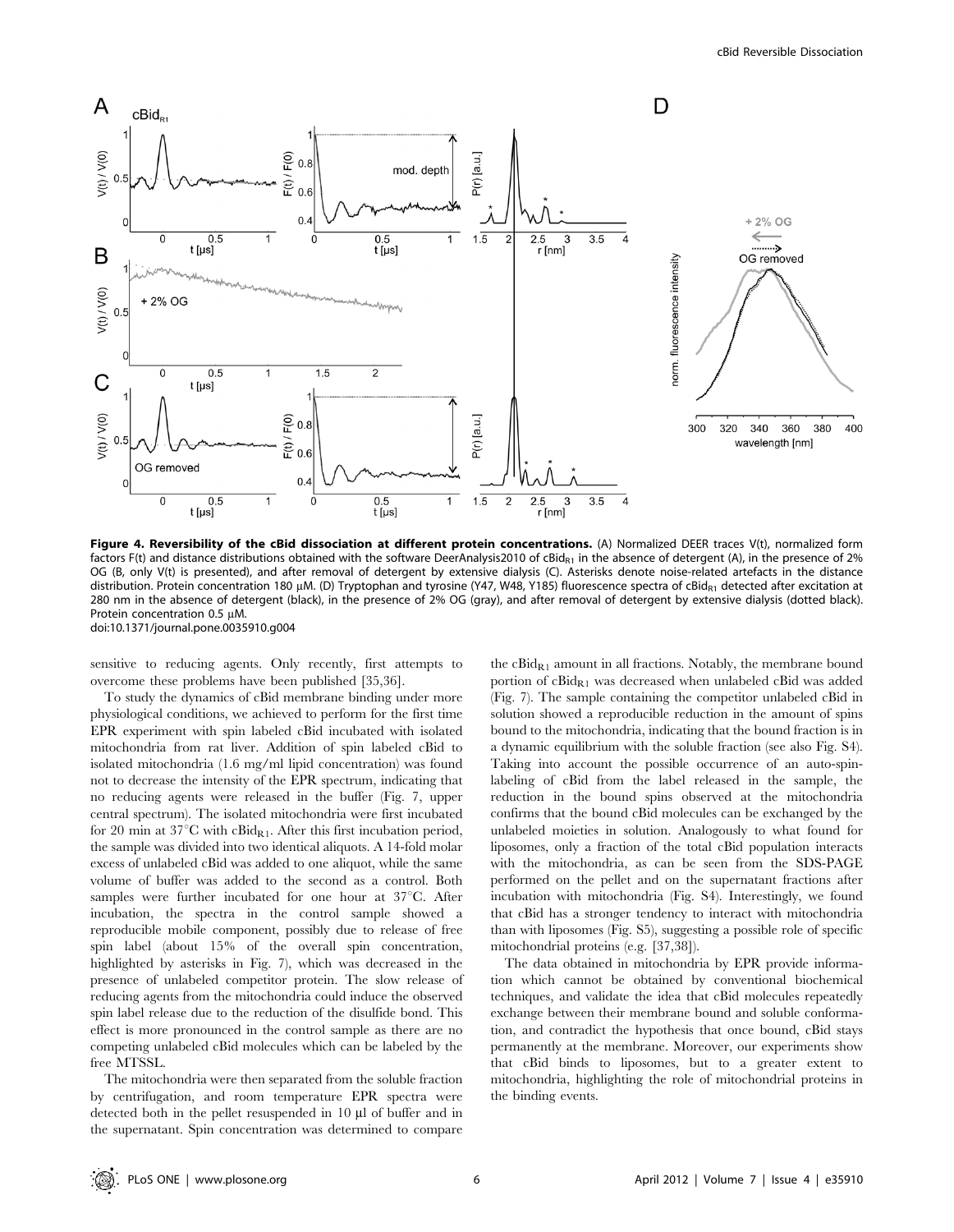**Figure 4. Reversibility of the cBid dissociation at different protein concentrations.** (A) Normalized DEER traces V(t), normalized form factors F(t) and distance distributions obtained with the software DeerAnalysis2010 of $cBid_{R1}$ in the absence of detergent (A), in the presence of 2% OG (B, only V(t) is presented), and after removal of detergent by extensive dialysis (C). Asterisks denote noise-related artefacts in the distance distribution. Protein concentration 180 μM. (D) Tryptophan and tyrosine (Y47, W48, Y185) fluorescence spectra of $cBid_{R1}$ detected after excitation at 280 nm in the absence of detergent (black), in the presence of 2% OG (gray), and after removal of detergent by extensive dialysis (dotted black). Protein concentration 0.5 μM.
doi:10.1371/journal.pone.0035910.g004

sensitive to reducing agents. Only recently, first attempts to overcome these problems have been published [35,36].

To study the dynamics of cBid membrane binding under more physiological conditions, we achieved to perform for the first time EPR experiment with spin labeled cBid incubated with isolated mitochondria from rat liver. Addition of spin labeled cBid to isolated mitochondria (1.6 mg/ml lipid concentration) was found not to decrease the intensity of the EPR spectrum, indicating that no reducing agents were released in the buffer (Fig. 7, upper central spectrum). The isolated mitochondria were first incubated for 20 min at 37°C with $cBid_{R1}$. After this first incubation period, the sample was divided into two identical aliquots. A 14-fold molar excess of unlabeled cBid was added to one aliquot, while the same volume of buffer was added to the second as a control. Both samples were further incubated for one hour at 37°C. After incubation, the spectra in the control sample showed a reproducible mobile component, possibly due to release of free spin label (about 15% of the overall spin concentration, highlighted by asterisks in Fig. 7), which was decreased in the presence of unlabeled competitor protein. The slow release of reducing agents from the mitochondria could induce the observed spin label release due to the reduction of the disulfide bond. This effect is more pronounced in the control sample as there are no competing unlabeled cBid molecules which can be labeled by the free MTSSL.

The mitochondria were then separated from the soluble fraction by centrifugation, and room temperature EPR spectra were detected both in the pellet resuspended in 10 μl of buffer and in the supernatant. Spin concentration was determined to compare the $cBid_{R1}$ amount in all fractions. Notably, the membrane bound portion of $cBid_{R1}$ was decreased when unlabeled cBid was added (Fig. 7). The sample containing the competitor unlabeled cBid in solution showed a reproducible reduction in the amount of spins bound to the mitochondria, indicating that the bound fraction is in a dynamic equilibrium with the soluble fraction (see also Fig. S4). Taking into account the possible occurrence of an auto-spin-labeling of cBid from the label released in the sample, the reduction in the bound spins observed at the mitochondria confirms that the bound cBid molecules can be exchanged by the unlabeled moieties in solution. Analogously to what found for liposomes, only a fraction of the total cBid population interacts with the mitochondria, as can be seen from the SDS-PAGE performed on the pellet and on the supernatant fractions after incubation with mitochondria (Fig. S4). Interestingly, we found that cBid has a stronger tendency to interact with mitochondria than with liposomes (Fig. S5), suggesting a possible role of specific mitochondrial proteins (e.g. [37,38]).

The data obtained in mitochondria by EPR provide information which cannot be obtained by conventional biochemical techniques, and validate the idea that cBid molecules repeatedly exchange between their membrane bound and soluble conformation, and contradict the hypothesis that once bound, cBid stays permanently at the membrane. Moreover, our experiments show that cBid binds to liposomes, but to a greater extent to mitochondria, highlighting the role of mitochondrial proteins in the binding events.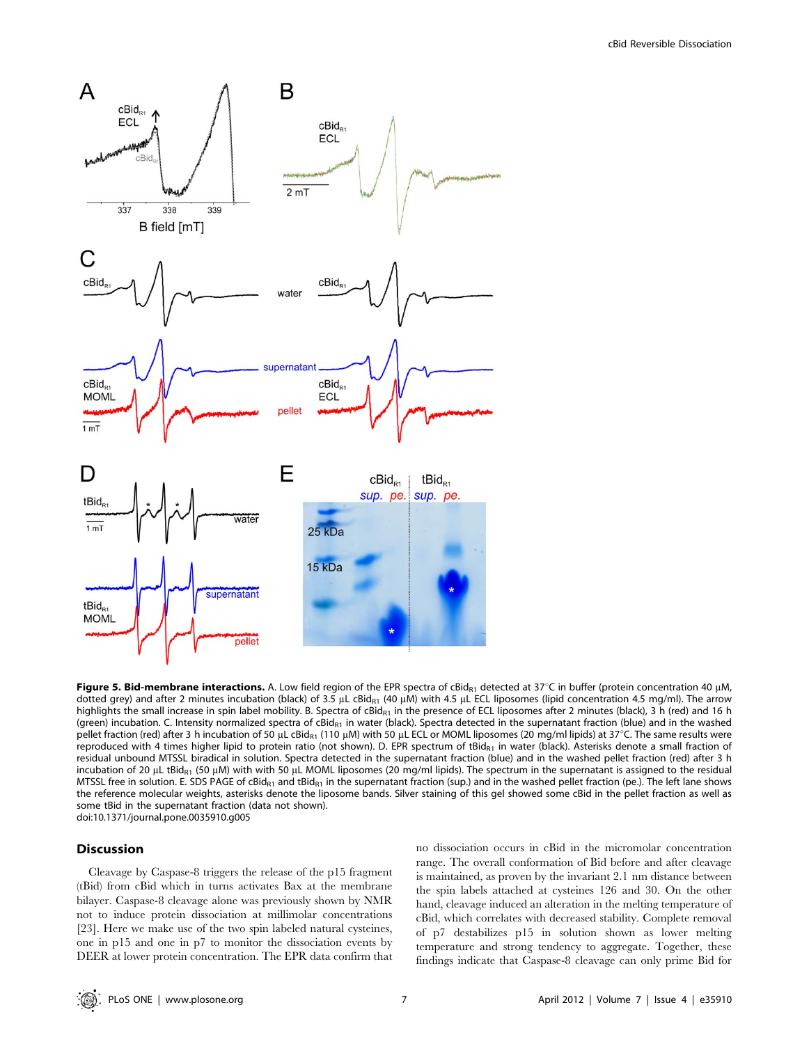**Figure 5. Bid-membrane interactions.** A. Low field region of the EPR spectra of $cBid_{R1}$ detected at 37°C in buffer (protein concentration 40 µM, dotted grey) and after 2 minutes incubation (black) of 3.5 µL $cBid_{R1}$ (40 µM) with 4.5 µL ECL liposomes (lipid concentration 4.5 mg/ml). The arrow highlights the small increase in spin label mobility. B. Spectra of $cBid_{R1}$ in the presence of ECL liposomes after 2 minutes (black), 3 h (red) and 16 h (green) incubation. C. Intensity normalized spectra of $cBid_{R1}$ in water (black). Spectra detected in the supernatant fraction (blue) and in the washed pellet fraction (red) after 3 h incubation of 50 µL $cBid_{R1}$ (110 µM) with 50 µL ECL or MOML liposomes (20 mg/ml lipids) at 37°C. The same results were reproduced with 4 times higher lipid to protein ratio (not shown). D. EPR spectrum of $tBid_{R1}$ in water (black). Asterisks denote a small fraction of residual unbound MTSSL biradical in solution. Spectra detected in the supernatant fraction (blue) and in the washed pellet fraction (red) after 3 h incubation of 20 µL $tBid_{R1}$ (50 µM) with with 50 µL MOML liposomes (20 mg/ml lipids). The spectrum in the supernatant is assigned to the residual MTSSL free in solution. E. SDS PAGE of $cBid_{R1}$ and $tBid_{R1}$ in the supernatant fraction (sup.) and in the washed pellet fraction (pe.). The left lane shows the reference molecular weights, asterisks denote the liposome bands. Silver staining of this gel showed some cBid in the pellet fraction as well as some tBid in the supernatant fraction (data not shown).
doi:10.1371/journal.pone.0035910.g005

## Discussion

Cleavage by Caspase-8 triggers the release of the p15 fragment (tBid) from cBid which in turns activates Bax at the membrane bilayer. Caspase-8 cleavage alone was previously shown by NMR not to induce protein dissociation at millimolar concentrations [23]. Here we make use of the two spin labeled natural cysteines, one in p15 and one in p7 to monitor the dissociation events by DEER at lower protein concentration. The EPR data confirm that no dissociation occurs in cBid in the micromolar concentration range. The overall conformation of Bid before and after cleavage is maintained, as proven by the invariant 2.1 nm distance between the spin labels attached at cysteines 126 and 30. On the other hand, cleavage induced an alteration in the melting temperature of cBid, which correlates with decreased stability. Complete removal of p7 destabilizes p15 in solution shown as lower melting temperature and strong tendency to aggregate. Together, these findings indicate that Caspase-8 cleavage can only prime Bid for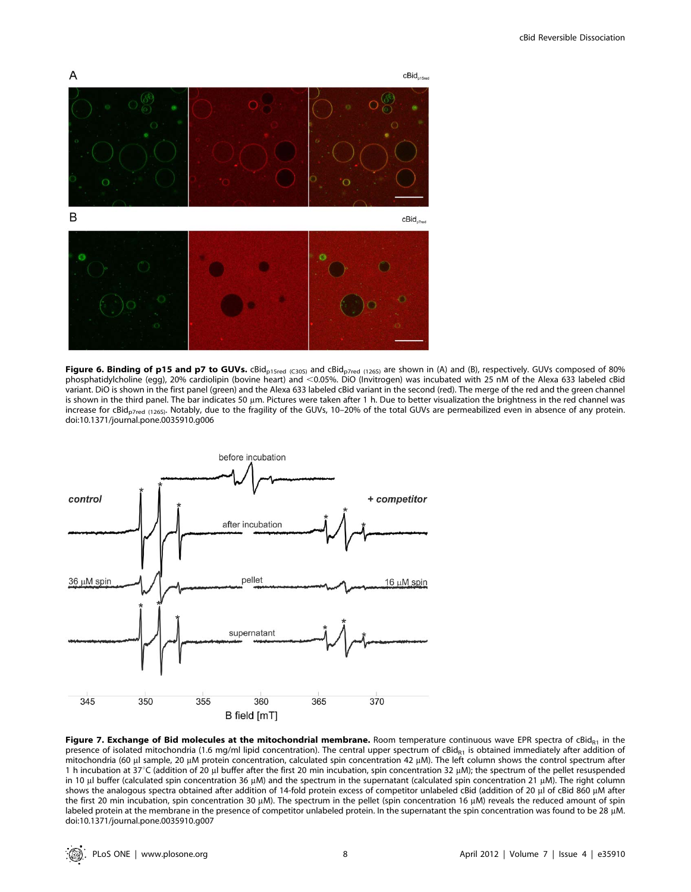**Figure 6. Binding of p15 and p7 to GUVs.** cBid$_{p15red\ (C30S)}$ and cBid$_{p7red\ (126S)}$ are shown in (A) and (B), respectively. GUVs composed of 80% phosphatidylcholine (egg), 20% cardiolipin (bovine heart) and <0.05%. DiO (Invitrogen) was incubated with 25 nM of the Alexa 633 labeled cBid variant. DiO is shown in the first panel (green) and the Alexa 633 labeled cBid variant in the second (red). The merge of the red and the green channel is shown in the third panel. The bar indicates 50 μm. Pictures were taken after 1 h. Due to better visualization the brightness in the red channel was increase for cBid$_{p7red\ (126S)}$. Notably, due to the fragility of the GUVs, 10–20% of the total GUVs are permeabilized even in absence of any protein.
doi:10.1371/journal.pone.0035910.g006

**Figure 7. Exchange of Bid molecules at the mitochondrial membrane.** Room temperature continuous wave EPR spectra of cBid$_{R1}$ in the presence of isolated mitochondria (1.6 mg/ml lipid concentration). The central upper spectrum of cBid$_{R1}$ is obtained immediately after addition of mitochondria (60 μl sample, 20 μM protein concentration, calculated spin concentration 42 μM). The left column shows the control spectrum after 1 h incubation at 37°C (addition of 20 μl buffer after the first 20 min incubation, spin concentration 32 μM); the spectrum of the pellet resuspended in 10 μl buffer (calculated spin concentration 36 μM) and the spectrum in the supernatant (calculated spin concentration 21 μM). The right column shows the analogous spectra obtained after addition of 14-fold protein excess of competitor unlabeled cBid (addition of 20 μl of cBid 860 μM after the first 20 min incubation, spin concentration 30 μM). The spectrum in the pellet (spin concentration 16 μM) reveals the reduced amount of spin labeled protein at the membrane in the presence of competitor unlabeled protein. In the supernatant the spin concentration was found to be 28 μM.
doi:10.1371/journal.pone.0035910.g007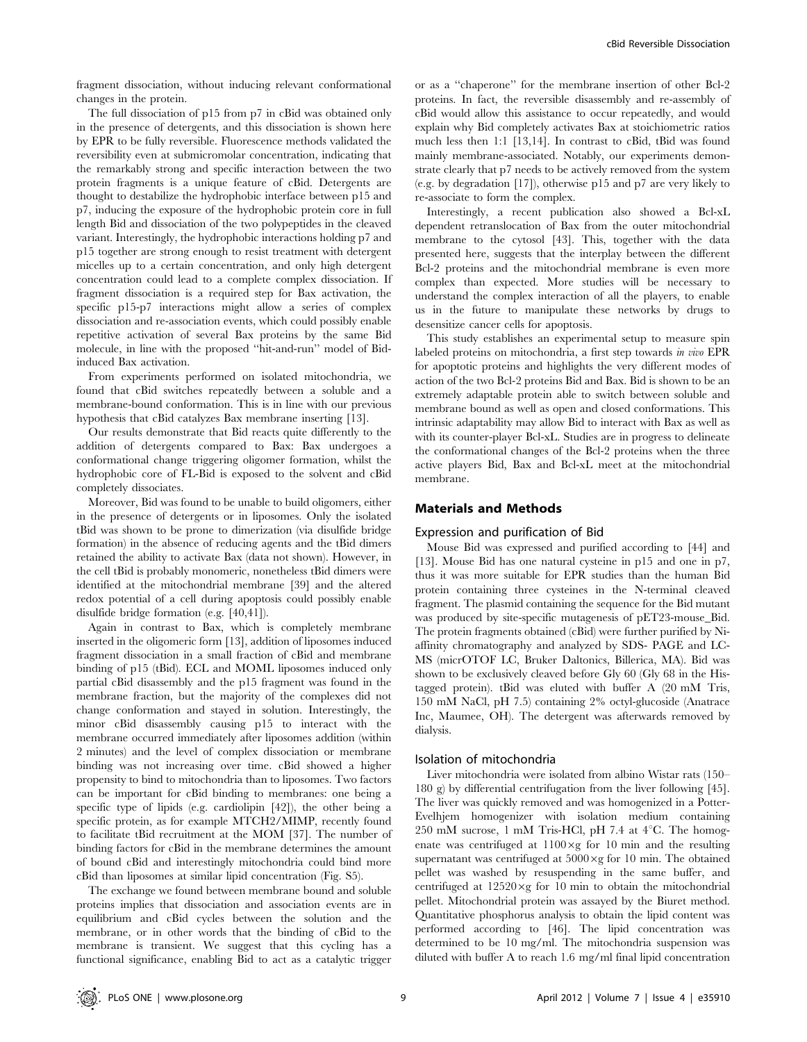fragment dissociation, without inducing relevant conformational changes in the protein.

The full dissociation of p15 from p7 in cBid was obtained only in the presence of detergents, and this dissociation is shown here by EPR to be fully reversible. Fluorescence methods validated the reversibility even at submicromolar concentration, indicating that the remarkably strong and specific interaction between the two protein fragments is a unique feature of cBid. Detergents are thought to destabilize the hydrophobic interface between p15 and p7, inducing the exposure of the hydrophobic protein core in full length Bid and dissociation of the two polypeptides in the cleaved variant. Interestingly, the hydrophobic interactions holding p7 and p15 together are strong enough to resist treatment with detergent micelles up to a certain concentration, and only high detergent concentration could lead to a complete complex dissociation. If fragment dissociation is a required step for Bax activation, the specific p15-p7 interactions might allow a series of complex dissociation and re-association events, which could possibly enable repetitive activation of several Bax proteins by the same Bid molecule, in line with the proposed "hit-and-run" model of Bid-induced Bax activation.

From experiments performed on isolated mitochondria, we found that cBid switches repeatedly between a soluble and a membrane-bound conformation. This is in line with our previous hypothesis that cBid catalyzes Bax membrane inserting [13].

Our results demonstrate that Bid reacts quite differently to the addition of detergents compared to Bax: Bax undergoes a conformational change triggering oligomer formation, whilst the hydrophobic core of FL-Bid is exposed to the solvent and cBid completely dissociates.

Moreover, Bid was found to be unable to build oligomers, either in the presence of detergents or in liposomes. Only the isolated tBid was shown to be prone to dimerization (via disulfide bridge formation) in the absence of reducing agents and the tBid dimers retained the ability to activate Bax (data not shown). However, in the cell tBid is probably monomeric, nonetheless tBid dimers were identified at the mitochondrial membrane [39] and the altered redox potential of a cell during apoptosis could possibly enable disulfide bridge formation (e.g. [40,41]).

Again in contrast to Bax, which is completely membrane inserted in the oligomeric form [13], addition of liposomes induced fragment dissociation in a small fraction of cBid and membrane binding of p15 (tBid). ECL and MOML liposomes induced only partial cBid disassembly and the p15 fragment was found in the membrane fraction, but the majority of the complexes did not change conformation and stayed in solution. Interestingly, the minor cBid disassembly causing p15 to interact with the membrane occurred immediately after liposomes addition (within 2 minutes) and the level of complex dissociation or membrane binding was not increasing over time. cBid showed a higher propensity to bind to mitochondria than to liposomes. Two factors can be important for cBid binding to membranes: one being a specific type of lipids (e.g. cardiolipin [42]), the other being a specific protein, as for example MTCH2/MIMP, recently found to facilitate tBid recruitment at the MOM [37]. The number of binding factors for cBid in the membrane determines the amount of bound cBid and interestingly mitochondria could bind more cBid than liposomes at similar lipid concentration (Fig. S5).

The exchange we found between membrane bound and soluble proteins implies that dissociation and association events are in equilibrium and cBid cycles between the solution and the membrane, or in other words that the binding of cBid to the membrane is transient. We suggest that this cycling has a functional significance, enabling Bid to act as a catalytic trigger or as a "chaperone" for the membrane insertion of other Bcl-2 proteins. In fact, the reversible disassembly and re-assembly of cBid would allow this assistance to occur repeatedly, and would explain why Bid completely activates Bax at stoichiometric ratios much less then 1:1 [13,14]. In contrast to cBid, tBid was found mainly membrane-associated. Notably, our experiments demonstrate clearly that p7 needs to be actively removed from the system (e.g. by degradation [17]), otherwise p15 and p7 are very likely to re-associate to form the complex.

Interestingly, a recent publication also showed a Bcl-xL dependent retranslocation of Bax from the outer mitochondrial membrane to the cytosol [43]. This, together with the data presented here, suggests that the interplay between the different Bcl-2 proteins and the mitochondrial membrane is even more complex than expected. More studies will be necessary to understand the complex interaction of all the players, to enable us in the future to manipulate these networks by drugs to desensitize cancer cells for apoptosis.

This study establishes an experimental setup to measure spin labeled proteins on mitochondria, a first step towards *in vivo* EPR for apoptotic proteins and highlights the very different modes of action of the two Bcl-2 proteins Bid and Bax. Bid is shown to be an extremely adaptable protein able to switch between soluble and membrane bound as well as open and closed conformations. This intrinsic adaptability may allow Bid to interact with Bax as well as with its counter-player Bcl-xL. Studies are in progress to delineate the conformational changes of the Bcl-2 proteins when the three active players Bid, Bax and Bcl-xL meet at the mitochondrial membrane.

## Materials and Methods

### Expression and purification of Bid

Mouse Bid was expressed and purified according to [44] and [13]. Mouse Bid has one natural cysteine in p15 and one in p7, thus it was more suitable for EPR studies than the human Bid protein containing three cysteines in the N-terminal cleaved fragment. The plasmid containing the sequence for the Bid mutant was produced by site-specific mutagenesis of pET23-mouse_Bid. The protein fragments obtained (cBid) were further purified by Ni-affinity chromatography and analyzed by SDS- PAGE and LC-MS (micrOTOF LC, Bruker Daltonics, Billerica, MA). Bid was shown to be exclusively cleaved before Gly 60 (Gly 68 in the His-tagged protein). tBid was eluted with buffer A (20 mM Tris, 150 mM NaCl, pH 7.5) containing 2% octyl-glucoside (Anatrace Inc, Maumee, OH). The detergent was afterwards removed by dialysis.

### Isolation of mitochondria

Liver mitochondria were isolated from albino Wistar rats (150–180 g) by differential centrifugation from the liver following [45]. The liver was quickly removed and was homogenized in a Potter-Evelhjem homogenizer with isolation medium containing 250 mM sucrose, 1 mM Tris-HCl, pH 7.4 at 4°C. The homogenate was centrifuged at 1100×g for 10 min and the resulting supernatant was centrifuged at 5000×g for 10 min. The obtained pellet was washed by resuspending in the same buffer, and centrifuged at 12520×g for 10 min to obtain the mitochondrial pellet. Mitochondrial protein was assayed by the Biuret method. Quantitative phosphorus analysis to obtain the lipid content was performed according to [46]. The lipid concentration was determined to be 10 mg/ml. The mitochondria suspension was diluted with buffer A to reach 1.6 mg/ml final lipid concentration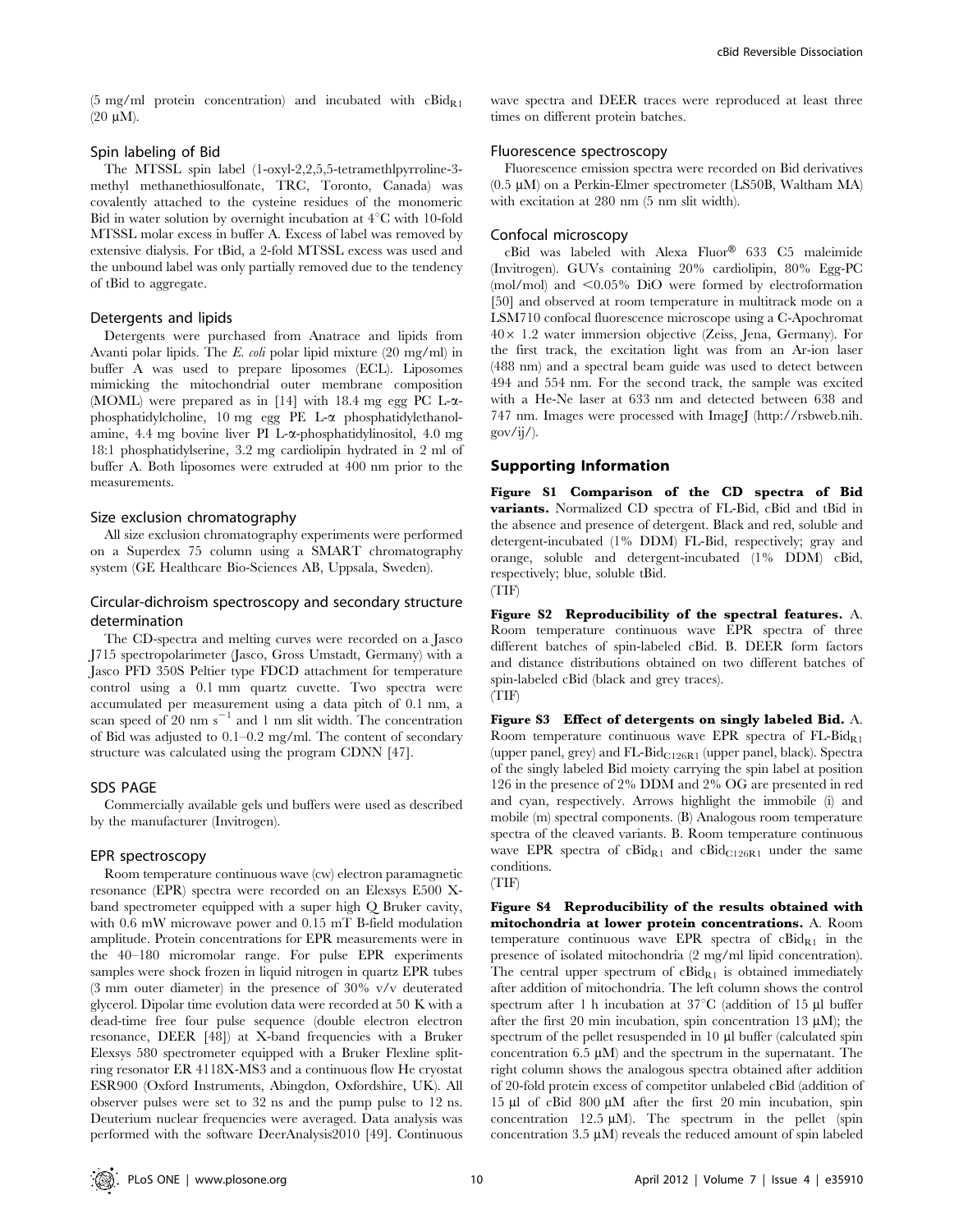(5 mg/ml protein concentration) and incubated with $cBid_{R1}$ (20 μM).

### Spin labeling of Bid

The MTSSL spin label (1-oxyl-2,2,5,5-tetramethlpyrroline-3-methyl methanethiosulfonate, TRC, Toronto, Canada) was covalently attached to the cysteine residues of the monomeric Bid in water solution by overnight incubation at 4°C with 10-fold MTSSL molar excess in buffer A. Excess of label was removed by extensive dialysis. For tBid, a 2-fold MTSSL excess was used and the unbound label was only partially removed due to the tendency of tBid to aggregate.

### Detergents and lipids

Detergents were purchased from Anatrace and lipids from Avanti polar lipids. The *E. coli* polar lipid mixture (20 mg/ml) in buffer A was used to prepare liposomes (ECL). Liposomes mimicking the mitochondrial outer membrane composition (MOML) were prepared as in [14] with 18.4 mg egg PC L-α-phosphatidylcholine, 10 mg egg PE L-α phosphatidylethanolamine, 4.4 mg bovine liver PI L-α-phosphatidylinositol, 4.0 mg 18:1 phosphatidylserine, 3.2 mg cardiolipin hydrated in 2 ml of buffer A. Both liposomes were extruded at 400 nm prior to the measurements.

### Size exclusion chromatography

All size exclusion chromatography experiments were performed on a Superdex 75 column using a SMART chromatography system (GE Healthcare Bio-Sciences AB, Uppsala, Sweden).

### Circular-dichroism spectroscopy and secondary structure determination

The CD-spectra and melting curves were recorded on a Jasco J715 spectropolarimeter (Jasco, Gross Umstadt, Germany) with a Jasco PFD 350S Peltier type FDCD attachment for temperature control using a 0.1 mm quartz cuvette. Two spectra were accumulated per measurement using a data pitch of 0.1 nm, a scan speed of 20 nm $s^{-1}$ and 1 nm slit width. The concentration of Bid was adjusted to 0.1–0.2 mg/ml. The content of secondary structure was calculated using the program CDNN [47].

### SDS PAGE

Commercially available gels und buffers were used as described by the manufacturer (Invitrogen).

### EPR spectroscopy

Room temperature continuous wave (cw) electron paramagnetic resonance (EPR) spectra were recorded on an Elexsys E500 X-band spectrometer equipped with a super high Q Bruker cavity, with 0.6 mW microwave power and 0.15 mT B-field modulation amplitude. Protein concentrations for EPR measurements were in the 40–180 micromolar range. For pulse EPR experiments samples were shock frozen in liquid nitrogen in quartz EPR tubes (3 mm outer diameter) in the presence of 30% v/v deuterated glycerol. Dipolar time evolution data were recorded at 50 K with a dead-time free four pulse sequence (double electron electron resonance, DEER [48]) at X-band frequencies with a Bruker Elexsys 580 spectrometer equipped with a Bruker Flexline split-ring resonator ER 4118X-MS3 and a continuous flow He cryostat ESR900 (Oxford Instruments, Abingdon, Oxfordshire, UK). All observer pulses were set to 32 ns and the pump pulse to 12 ns. Deuterium nuclear frequencies were averaged. Data analysis was performed with the software DeerAnalysis2010 [49]. Continuous wave spectra and DEER traces were reproduced at least three times on different protein batches.

### Fluorescence spectroscopy

Fluorescence emission spectra were recorded on Bid derivatives (0.5 μM) on a Perkin-Elmer spectrometer (LS50B, Waltham MA) with excitation at 280 nm (5 nm slit width).

### Confocal microscopy

cBid was labeled with Alexa Fluor® 633 C5 maleimide (Invitrogen). GUVs containing 20% cardiolipin, 80% Egg-PC (mol/mol) and <0.05% DiO were formed by electroformation [50] and observed at room temperature in multitrack mode on a LSM710 confocal fluorescence microscope using a C-Apochromat 40× 1.2 water immersion objective (Zeiss, Jena, Germany). For the first track, the excitation light was from an Ar-ion laser (488 nm) and a spectral beam guide was used to detect between 494 and 554 nm. For the second track, the sample was excited with a He-Ne laser at 633 nm and detected between 638 and 747 nm. Images were processed with ImageJ (http://rsbweb.nih.gov/ij/).

## Supporting Information

**Figure S1 Comparison of the CD spectra of Bid variants.** Normalized CD spectra of FL-Bid, cBid and tBid in the absence and presence of detergent. Black and red, soluble and detergent-incubated (1% DDM) FL-Bid, respectively; gray and orange, soluble and detergent-incubated (1% DDM) cBid, respectively; blue, soluble tBid.
(TIF)

**Figure S2 Reproducibility of the spectral features.** A. Room temperature continuous wave EPR spectra of three different batches of spin-labeled cBid. B. DEER form factors and distance distributions obtained on two different batches of spin-labeled cBid (black and grey traces).
(TIF)

**Figure S3 Effect of detergents on singly labeled Bid.** A. Room temperature continuous wave EPR spectra of $FL\text{-}Bid_{R1}$ (upper panel, grey) and $FL\text{-}Bid_{C126R1}$ (upper panel, black). Spectra of the singly labeled Bid moiety carrying the spin label at position 126 in the presence of 2% DDM and 2% OG are presented in red and cyan, respectively. Arrows highlight the immobile (i) and mobile (m) spectral components. (B) Analogous room temperature spectra of the cleaved variants. B. Room temperature continuous wave EPR spectra of $cBid_{R1}$ and $cBid_{C126R1}$ under the same conditions.
(TIF)

**Figure S4 Reproducibility of the results obtained with mitochondria at lower protein concentrations.** A. Room temperature continuous wave EPR spectra of $cBid_{R1}$ in the presence of isolated mitochondria (2 mg/ml lipid concentration). The central upper spectrum of $cBid_{R1}$ is obtained immediately after addition of mitochondria. The left column shows the control spectrum after 1 h incubation at 37°C (addition of 15 μl buffer after the first 20 min incubation, spin concentration 13 μM); the spectrum of the pellet resuspended in 10 μl buffer (calculated spin concentration 6.5 μM) and the spectrum in the supernatant. The right column shows the analogous spectra obtained after addition of 20-fold protein excess of competitor unlabeled cBid (addition of 15 μl of cBid 800 μM after the first 20 min incubation, spin concentration 12.5 μM). The spectrum in the pellet (spin concentration 3.5 μM) reveals the reduced amount of spin labeled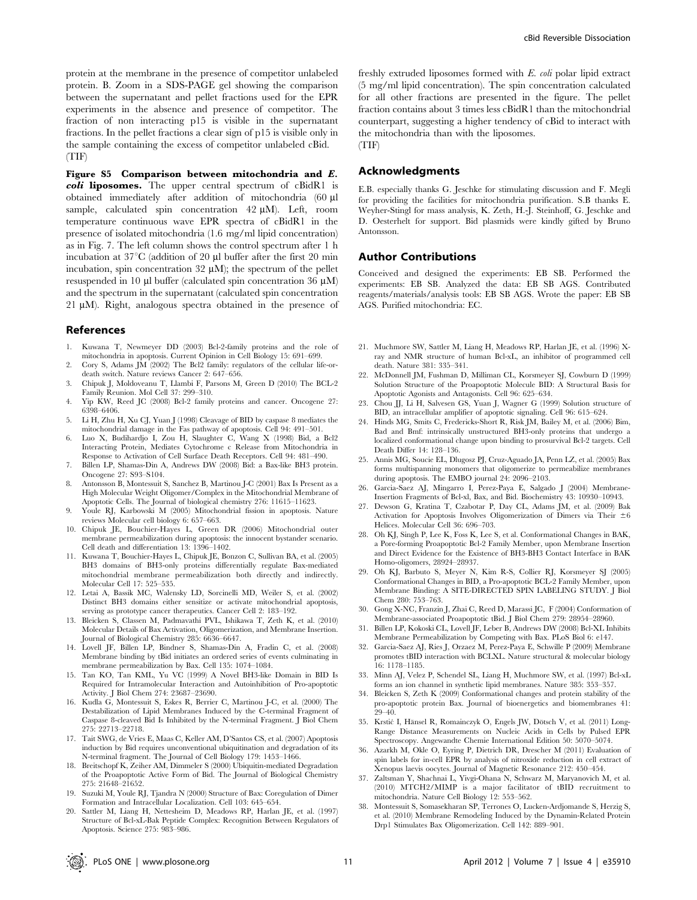protein at the membrane in the presence of competitor unlabeled protein. B. Zoom in a SDS-PAGE gel showing the comparison between the supernatant and pellet fractions used for the EPR experiments in the absence and presence of competitor. The fraction of non interacting p15 is visible in the supernatant fractions. In the pellet fractions a clear sign of p15 is visible only in the sample containing the excess of competitor unlabeled cBid. (TIF)

**Figure S5 Comparison between mitochondria and *E. coli* liposomes.** The upper central spectrum of cBidR1 is obtained immediately after addition of mitochondria (60 µl sample, calculated spin concentration 42 µM). Left, room temperature continuous wave EPR spectra of cBidR1 in the presence of isolated mitochondria (1.6 mg/ml lipid concentration) as in Fig. 7. The left column shows the control spectrum after 1 h incubation at 37°C (addition of 20 µl buffer after the first 20 min incubation, spin concentration 32 µM); the spectrum of the pellet resuspended in 10 µl buffer (calculated spin concentration 36 µM) and the spectrum in the supernatant (calculated spin concentration 21 µM). Right, analogous spectra obtained in the presence of freshly extruded liposomes formed with *E. coli* polar lipid extract (5 mg/ml lipid concentration). The spin concentration calculated for all other fractions are presented in the figure. The pellet fraction contains about 3 times less cBidR1 than the mitochondrial counterpart, suggesting a higher tendency of cBid to interact with the mitochondria than with the liposomes. (TIF)

## Acknowledgments

E.B. especially thanks G. Jeschke for stimulating discussion and F. Megli for providing the facilities for mitochondria purification. S.B thanks E. Weyher-Stingl for mass analysis, K. Zeth, H.-J. Steinhoff, G. Jeschke and D. Oesterhelt for support. Bid plasmids were kindly gifted by Bruno Antonsson.

## Author Contributions

Conceived and designed the experiments: EB SB. Performed the experiments: EB SB. Analyzed the data: EB SB AGS. Contributed reagents/materials/analysis tools: EB SB AGS. Wrote the paper: EB SB AGS. Purified mitochondria: EC.

## References

1. Kuwana T, Newmeyer DD (2003) Bcl-2-family proteins and the role of mitochondria in apoptosis. Current Opinion in Cell Biology 15: 691–699.
2. Cory S, Adams JM (2002) The Bcl2 family: regulators of the cellular life-or-death switch. Nature reviews Cancer 2: 647–656.
3. Chipuk J, Moldoveanu T, Llambi F, Parsons M, Green D (2010) The BCL-2 Family Reunion. Mol Cell 37: 299–310.
4. Yip KW, Reed JC (2008) Bcl-2 family proteins and cancer. Oncogene 27: 6398–6406.
5. Li H, Zhu H, Xu CJ, Yuan J (1998) Cleavage of BID by caspase 8 mediates the mitochondrial damage in the Fas pathway of apoptosis. Cell 94: 491–501.
6. Luo X, Budihardjo I, Zou H, Slaughter C, Wang X (1998) Bid, a Bcl2 Interacting Protein, Mediates Cytochrome c Release from Mitochondria in Response to Activation of Cell Surface Death Receptors. Cell 94: 481–490.
7. Billen LP, Shamas-Din A, Andrews DW (2008) Bid: a Bax-like BH3 protein. Oncogene 27: S93–S104.
8. Antonsson B, Montessuit S, Sanchez B, Martinou J-C (2001) Bax Is Present as a High Molecular Weight Oligomer/Complex in the Mitochondrial Membrane of Apoptotic Cells. The Journal of biological chemistry 276: 11615–11623.
9. Youle RJ, Karbowski M (2005) Mitochondrial fission in apoptosis. Nature reviews Molecular cell biology 6: 657–663.
10. Chipuk JE, Bouchier-Hayes L, Green DR (2006) Mitochondrial outer membrane permeabilization during apoptosis: the innocent bystander scenario. Cell death and differentiation 13: 1396–1402.
11. Kuwana T, Bouchier-Hayes L, Chipuk JE, Bonzon C, Sullivan BA, et al. (2005) BH3 domains of BH3-only proteins differentially regulate Bax-mediated mitochondrial membrane permeabilization both directly and indirectly. Molecular Cell 17: 525–535.
12. Letai A, Bassik MC, Walensky LD, Sorcinelli MD, Weiler S, et al. (2002) Distinct BH3 domains either sensitize or activate mitochondrial apoptosis, serving as prototype cancer therapeutics. Cancer Cell 2: 183–192.
13. Bleicken S, Classen M, Padmavathi PVL, Ishikawa T, Zeth K, et al. (2010) Molecular Details of Bax Activation, Oligomerization, and Membrane Insertion. Journal of Biological Chemistry 285: 6636–6647.
14. Lovell JF, Billen LP, Bindner S, Shamas-Din A, Fradin C, et al. (2008) Membrane binding by tBid initiates an ordered series of events culminating in membrane permeabilization by Bax. Cell 135: 1074–1084.
15. Tan KO, Tan KML, Yu VC (1999) A Novel BH3-like Domain in BID Is Required for Intramolecular Interaction and Autoinhibition of Pro-apoptotic Activity. J Biol Chem 274: 23687–23690.
16. Kudla G, Montessuit S, Eskes R, Berrier C, Martinou J-C, et al. (2000) The Destabilization of Lipid Membranes Induced by the C-terminal Fragment of Caspase 8-cleaved Bid Is Inhibited by the N-terminal Fragment. J Biol Chem 275: 22713–22718.
17. Tait SWG, de Vries E, Maas C, Keller AM, D'Santos CS, et al. (2007) Apoptosis induction by Bid requires unconventional ubiquitination and degradation of its N-terminal fragment. The Journal of Cell Biology 179: 1453–1466.
18. Breitschopf K, Zeiher AM, Dimmeler S (2000) Ubiquitin-mediated Degradation of the Proapoptotic Active Form of Bid. The Journal of Biological Chemistry 275: 21648–21652.
19. Suzuki M, Youle RJ, Tjandra N (2000) Structure of Bax: Coregulation of Dimer Formation and Intracellular Localization. Cell 103: 645–654.
20. Sattler M, Liang H, Nettesheim D, Meadows RP, Harlan JE, et al. (1997) Structure of Bcl-xL-Bak Peptide Complex: Recognition Between Regulators of Apoptosis. Science 275: 983–986.
21. Muchmore SW, Sattler M, Liang H, Meadows RP, Harlan JE, et al. (1996) X-ray and NMR structure of human Bcl-xL, an inhibitor of programmed cell death. Nature 381: 335–341.
22. McDonnell JM, Fushman D, Milliman CL, Korsmeyer SJ, Cowburn D (1999) Solution Structure of the Proapoptotic Molecule BID: A Structural Basis for Apoptotic Agonists and Antagonists. Cell 96: 625–634.
23. Chou JJ, Li H, Salvesen GS, Yuan J, Wagner G (1999) Solution structure of BID, an intracellular amplifier of apoptotic signaling. Cell 96: 615–624.
24. Hinds MG, Smits C, Fredericks-Short R, Risk JM, Bailey M, et al. (2006) Bim, Bad and Bmf: intrinsically unstructured BH3-only proteins that undergo a localized conformational change upon binding to prosurvival Bcl-2 targets. Cell Death Differ 14: 128–136.
25. Annis MG, Soucie EL, Dlugosz PJ, Cruz-Aguado JA, Penn LZ, et al. (2005) Bax forms multispanning monomers that oligomerize to permeabilize membranes during apoptosis. The EMBO journal 24: 2096–2103.
26. Garcia-Saez AJ, Mingarro I, Perez-Paya E, Salgado J (2004) Membrane-Insertion Fragments of Bcl-xl, Bax, and Bid. Biochemistry 43: 10930–10943.
27. Dewson G, Kratina T, Czabotar P, Day CL, Adams JM, et al. (2009) Bak Activation for Apoptosis Involves Oligomerization of Dimers via Their α6 Helices. Molecular Cell 36: 696–703.
28. Oh KJ, Singh P, Lee K, Foss K, Lee S, et al. Conformational Changes in BAK, a Pore-forming Proapoptotic Bcl-2 Family Member, upon Membrane Insertion and Direct Evidence for the Existence of BH3-BH3 Contact Interface in BAK Homo-oligomers, 28924–28937.
29. Oh KJ, Barbuto S, Meyer N, Kim R-S, Collier RJ, Korsmeyer SJ (2005) Conformational Changes in BID, a Pro-apoptotic BCL-2 Family Member, upon Membrane Binding: A SITE-DIRECTED SPIN LABELING STUDY. J Biol Chem 280: 753–763.
30. Gong X-NC, Franzin J, Zhai C, Reed D, Marassi JC, F (2004) Conformation of Membrane-associated Proapoptotic tBid. J Biol Chem 279: 28954–28960.
31. Billen LP, Kokoski CL, Lovell JF, Leber B, Andrews DW (2008) Bcl-XL Inhibits Membrane Permeabilization by Competing with Bax. PLoS Biol 6: e147.
32. Garcia-Saez AJ, Ries J, Orzaez M, Perez-Paya E, Schwille P (2009) Membrane promotes tBID interaction with BCLXL. Nature structural & molecular biology 16: 1178–1185.
33. Minn AJ, Velez P, Schendel SL, Liang H, Muchmore SW, et al. (1997) Bcl-xL forms an ion channel in synthetic lipid membranes. Nature 385: 353–357.
34. Bleicken S, Zeth K (2009) Conformational changes and protein stability of the pro-apoptotic protein Bax. Journal of bioenergetics and biomembranes 41: 29–40.
35. Krstić I, Hänsel R, Romainczyk O, Engels JW, Dötsch V, et al. (2011) Long-Range Distance Measurements on Nucleic Acids in Cells by Pulsed EPR Spectroscopy. Angewandte Chemie International Edition 50: 5070–5074.
36. Azarkh M, Okle O, Eyring P, Dietrich DR, Drescher M (2011) Evaluation of spin labels for in-cell EPR by analysis of nitroxide reduction in cell extract of Xenopus laevis oocytes. Journal of Magnetic Resonance 212: 450–454.
37. Zaltsman Y, Shachnai L, Yivgi-Ohana N, Schwarz M, Maryanovich M, et al. (2010) MTCH2/MIMP is a major facilitator of tBID recruitment to mitochondria. Nature Cell Biology 12: 553–562.
38. Montessuit S, Somasekharan SP, Terrones O, Lucken-Ardjomande S, Herzig S, et al. (2010) Membrane Remodeling Induced by the Dynamin-Related Protein Drp1 Stimulates Bax Oligomerization. Cell 142: 889–901.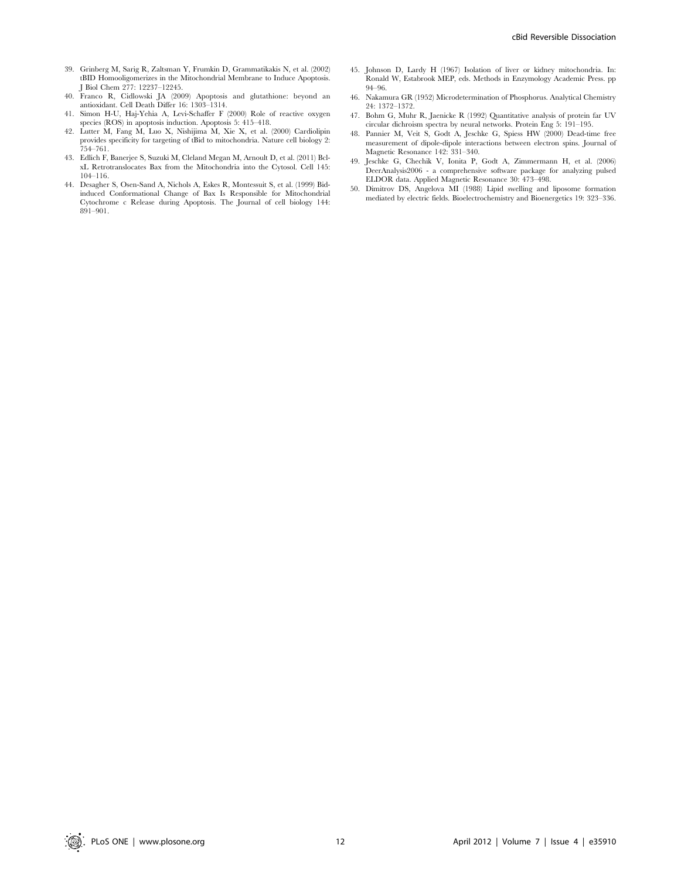39. Grinberg M, Sarig R, Zaltsman Y, Frumkin D, Grammatikakis N, et al. (2002) tBID Homooligomerizes in the Mitochondrial Membrane to Induce Apoptosis. J Biol Chem 277: 12237–12245.
40. Franco R, Cidlowski JA (2009) Apoptosis and glutathione: beyond an antioxidant. Cell Death Differ 16: 1303–1314.
41. Simon H-U, Haj-Yehia A, Levi-Schaffer F (2000) Role of reactive oxygen species (ROS) in apoptosis induction. Apoptosis 5: 415–418.
42. Lutter M, Fang M, Luo X, Nishijima M, Xie X, et al. (2000) Cardiolipin provides specificity for targeting of tBid to mitochondria. Nature cell biology 2: 754–761.
43. Edlich F, Banerjee S, Suzuki M, Cleland Megan M, Arnoult D, et al. (2011) Bcl-xL Retrotranslocates Bax from the Mitochondria into the Cytosol. Cell 145: 104–116.
44. Desagher S, Osen-Sand A, Nichols A, Eskes R, Montessuit S, et al. (1999) Bid-induced Conformational Change of Bax Is Responsible for Mitochondrial Cytochrome c Release during Apoptosis. The Journal of cell biology 144: 891–901.
45. Johnson D, Lardy H (1967) Isolation of liver or kidney mitochondria. In: Ronald W, Estabrook MEP, eds. Methods in Enzymology Academic Press. pp 94–96.
46. Nakamura GR (1952) Microdetermination of Phosphorus. Analytical Chemistry 24: 1372–1372.
47. Bohm G, Muhr R, Jaenicke R (1992) Quantitative analysis of protein far UV circular dichroism spectra by neural networks. Protein Eng 5: 191–195.
48. Pannier M, Veit S, Godt A, Jeschke G, Spiess HW (2000) Dead-time free measurement of dipole-dipole interactions between electron spins. Journal of Magnetic Resonance 142: 331–340.
49. Jeschke G, Chechik V, Ionita P, Godt A, Zimmermann H, et al. (2006) DeerAnalysis2006 - a comprehensive software package for analyzing pulsed ELDOR data. Applied Magnetic Resonance 30: 473–498.
50. Dimitrov DS, Angelova MI (1988) Lipid swelling and liposome formation mediated by electric fields. Bioelectrochemistry and Bioenergetics 19: 323–336.